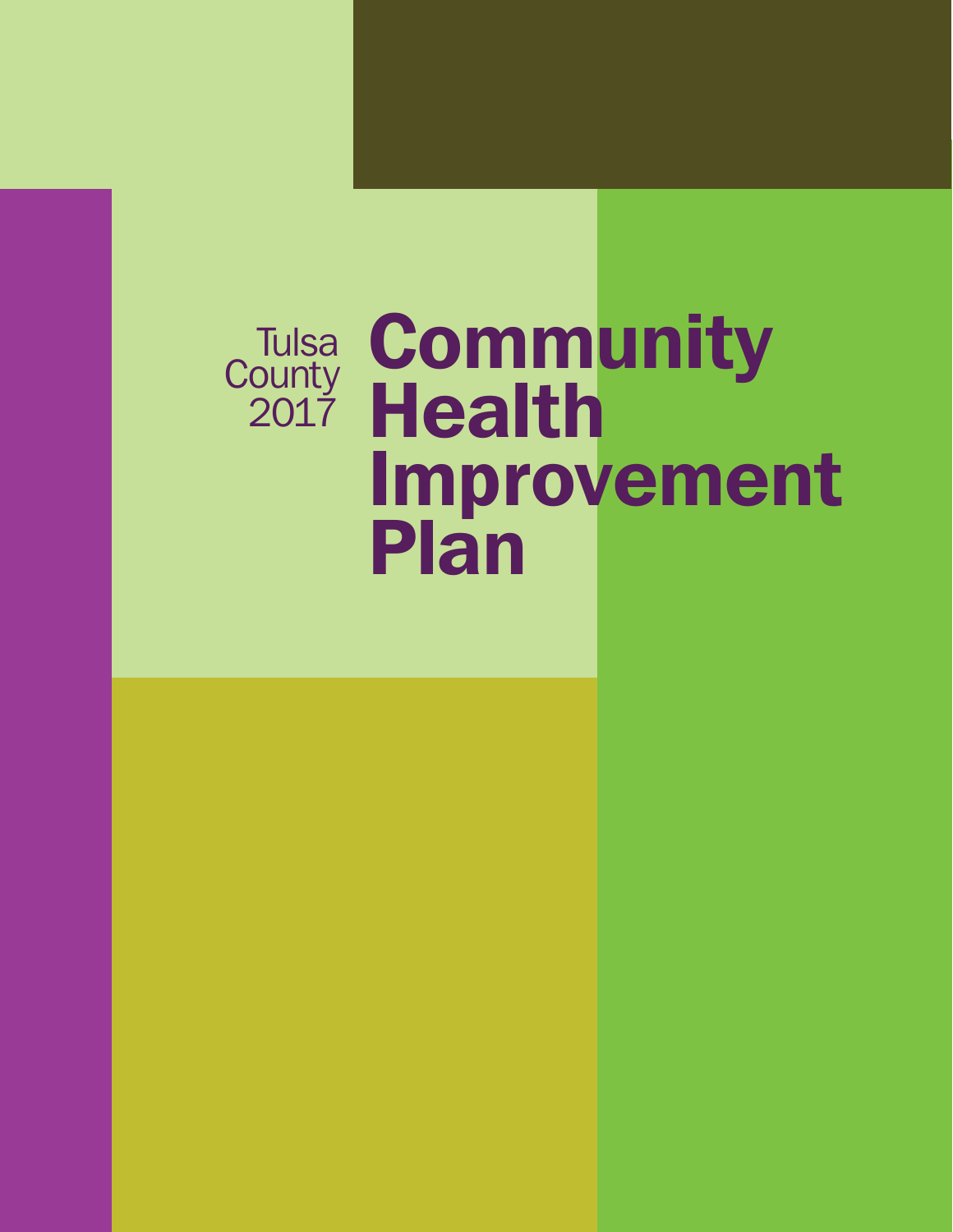Tulsa County 2017

# Community Health Improvement Plan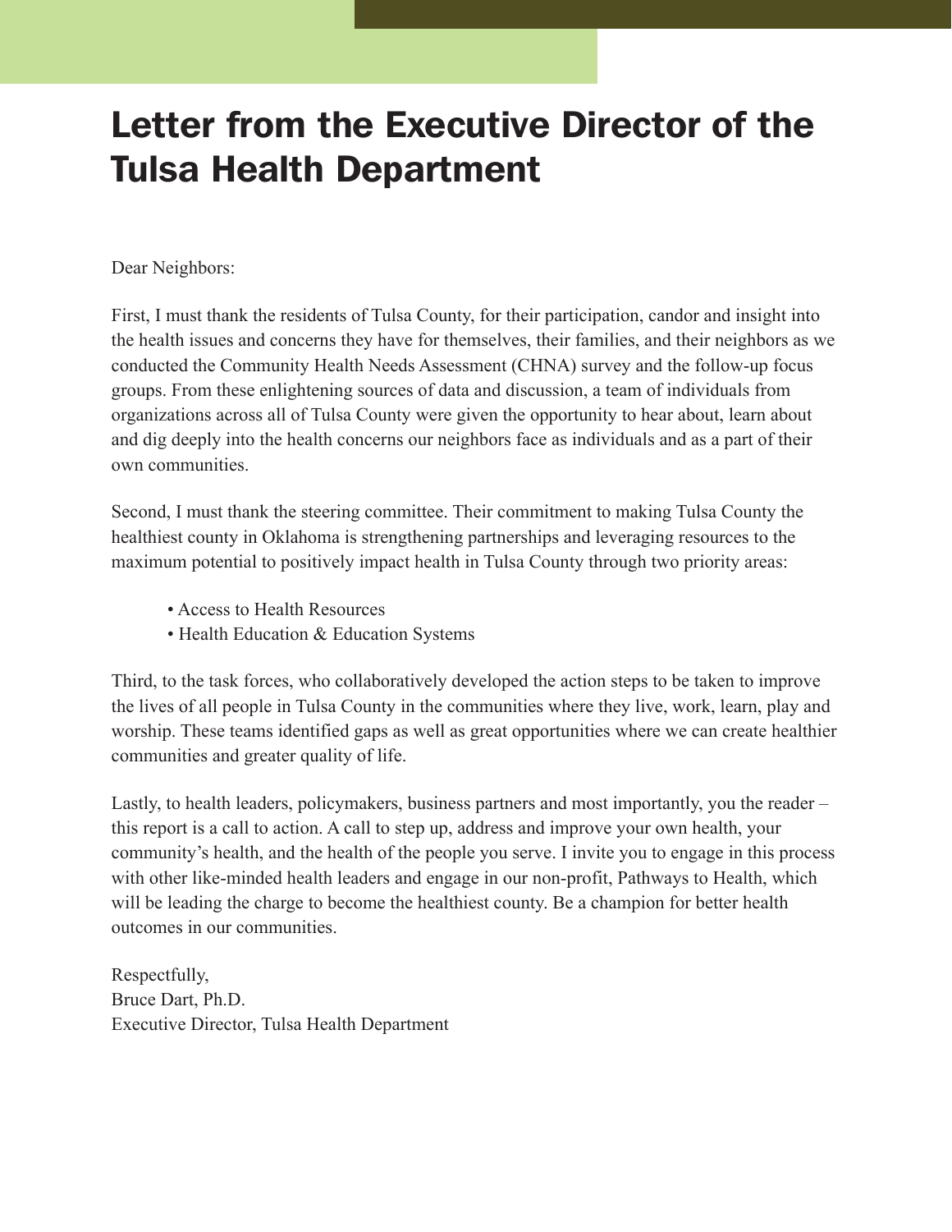# Letter from the Executive Director of the Tulsa Health Department

Dear Neighbors:

First, I must thank the residents of Tulsa County, for their participation, candor and insight into the health issues and concerns they have for themselves, their families, and their neighbors as we conducted the Community Health Needs Assessment (CHNA) survey and the follow-up focus groups. From these enlightening sources of data and discussion, a team of individuals from organizations across all of Tulsa County were given the opportunity to hear about, learn about and dig deeply into the health concerns our neighbors face as individuals and as a part of their own communities.

Second, I must thank the steering committee. Their commitment to making Tulsa County the healthiest county in Oklahoma is strengthening partnerships and leveraging resources to the maximum potential to positively impact health in Tulsa County through two priority areas:

- Access to Health Resources
- Health Education & Education Systems

Third, to the task forces, who collaboratively developed the action steps to be taken to improve the lives of all people in Tulsa County in the communities where they live, work, learn, play and worship. These teams identified gaps as well as great opportunities where we can create healthier communities and greater quality of life.

Lastly, to health leaders, policymakers, business partners and most importantly, you the reader – this report is a call to action. A call to step up, address and improve your own health, your community's health, and the health of the people you serve. I invite you to engage in this process with other like-minded health leaders and engage in our non-profit, Pathways to Health, which will be leading the charge to become the healthiest county. Be a champion for better health outcomes in our communities.

Respectfully,
Bruce Dart, Ph.D.
Executive Director, Tulsa Health Department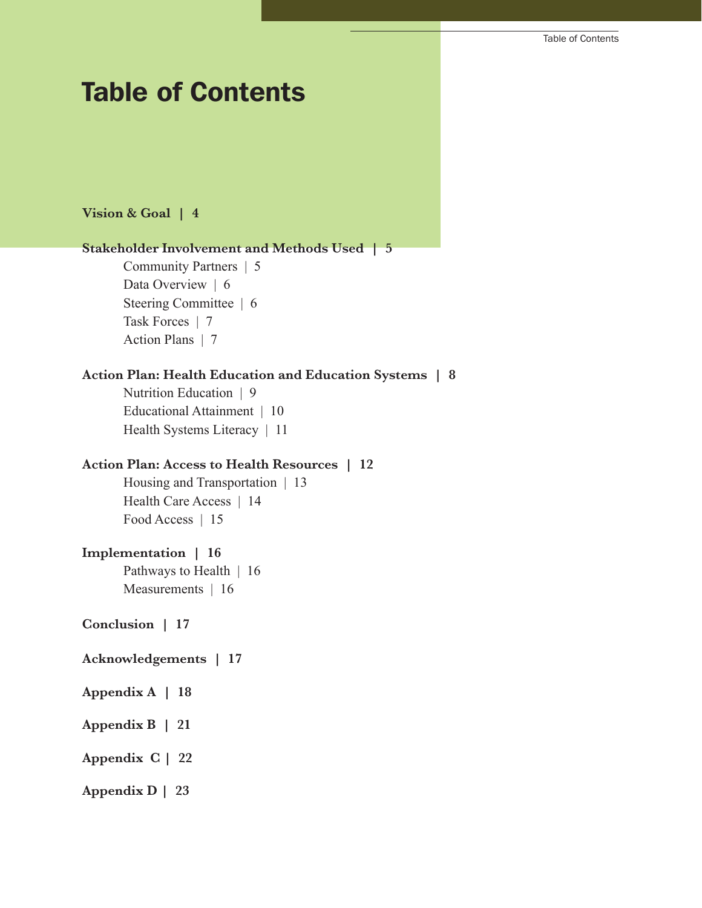# Table of Contents

**Vision & Goal | 4**

**Stakeholder Involvement and Methods Used | 5**

- Community Partners | 5
- Data Overview | 6
- Steering Committee | 6
- Task Forces | 7
- Action Plans | 7

**Action Plan: Health Education and Education Systems | 8**

- Nutrition Education | 9
- Educational Attainment | 10
- Health Systems Literacy | 11

**Action Plan: Access to Health Resources | 12**

- Housing and Transportation | 13
- Health Care Access | 14
- Food Access | 15

**Implementation | 16**

- Pathways to Health | 16
- Measurements | 16

**Conclusion | 17**

**Acknowledgements | 17**

**Appendix A | 18**

**Appendix B | 21**

**Appendix C | 22**

**Appendix D | 23**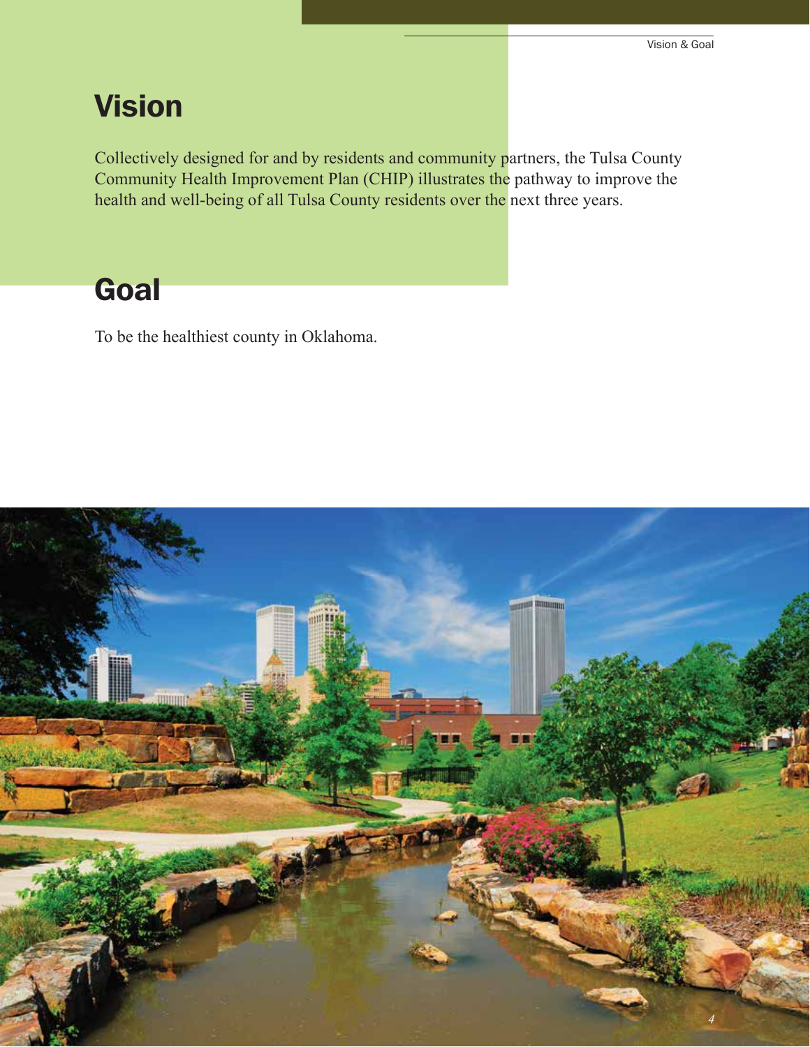# Vision

Collectively designed for and by residents and community partners, the Tulsa County Community Health Improvement Plan (CHIP) illustrates the pathway to improve the health and well-being of all Tulsa County residents over the next three years.

# Goal

To be the healthiest county in Oklahoma.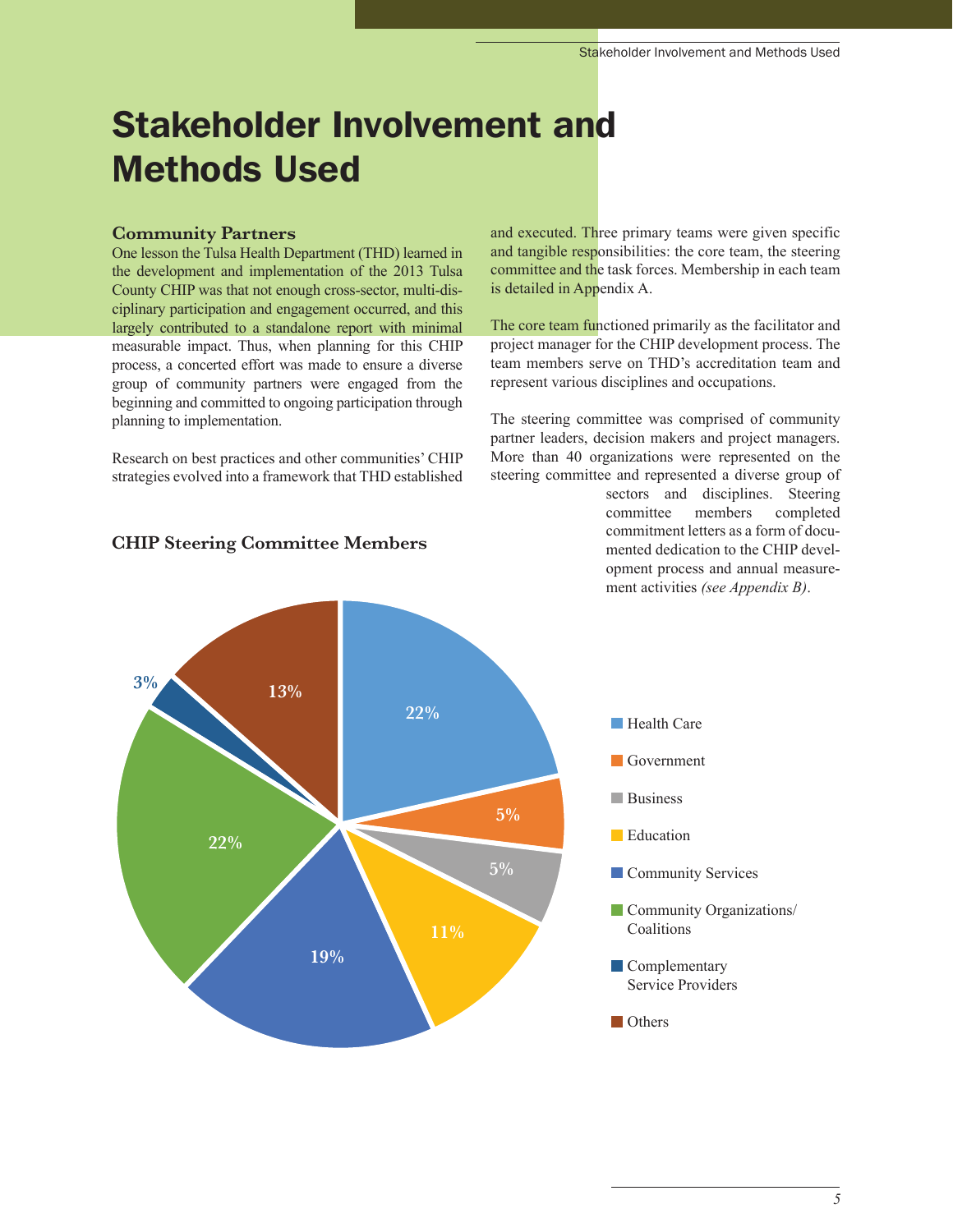# Stakeholder Involvement and Methods Used

## Community Partners

One lesson the Tulsa Health Department (THD) learned in the development and implementation of the 2013 Tulsa County CHIP was that not enough cross-sector, multi-disciplinary participation and engagement occurred, and this largely contributed to a standalone report with minimal measurable impact. Thus, when planning for this CHIP process, a concerted effort was made to ensure a diverse group of community partners were engaged from the beginning and committed to ongoing participation through planning to implementation.

Research on best practices and other communities' CHIP strategies evolved into a framework that THD established and executed. Three primary teams were given specific and tangible responsibilities: the core team, the steering committee and the task forces. Membership in each team is detailed in Appendix A.

The core team functioned primarily as the facilitator and project manager for the CHIP development process. The team members serve on THD's accreditation team and represent various disciplines and occupations.

The steering committee was comprised of community partner leaders, decision makers and project managers. More than 40 organizations were represented on the steering committee and represented a diverse group of sectors and disciplines. Steering committee members completed commitment letters as a form of documented dedication to the CHIP development process and annual measurement activities *(see Appendix B)*.

### CHIP Steering Committee Members

| Sector | Percentage |
|---|---|
| Health Care | 22% |
| Government | 5% |
| Business | 5% |
| Education | 11% |
| Community Services | 19% |
| Community Organizations/ Coalitions | 22% |
| Complementary Service Providers | 3% |
| Others | 13% |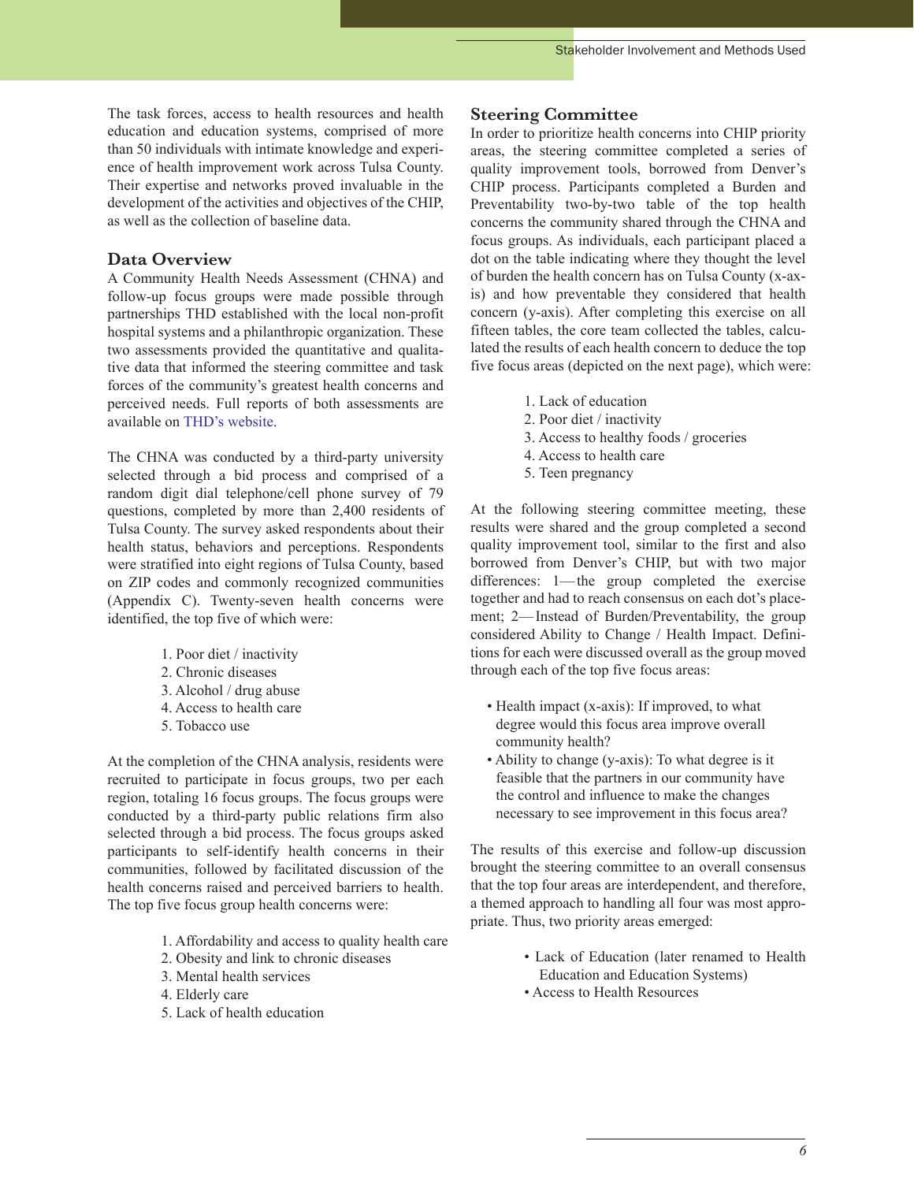The task forces, access to health resources and health education and education systems, comprised of more than 50 individuals with intimate knowledge and experience of health improvement work across Tulsa County. Their expertise and networks proved invaluable in the development of the activities and objectives of the CHIP, as well as the collection of baseline data.

## Data Overview

A Community Health Needs Assessment (CHNA) and follow-up focus groups were made possible through partnerships THD established with the local non-profit hospital systems and a philanthropic organization. These two assessments provided the quantitative and qualitative data that informed the steering committee and task forces of the community's greatest health concerns and perceived needs. Full reports of both assessments are available on THD's website.

The CHNA was conducted by a third-party university selected through a bid process and comprised of a random digit dial telephone/cell phone survey of 79 questions, completed by more than 2,400 residents of Tulsa County. The survey asked respondents about their health status, behaviors and perceptions. Respondents were stratified into eight regions of Tulsa County, based on ZIP codes and commonly recognized communities (Appendix C). Twenty-seven health concerns were identified, the top five of which were:

1. Poor diet / inactivity
2. Chronic diseases
3. Alcohol / drug abuse
4. Access to health care
5. Tobacco use

At the completion of the CHNA analysis, residents were recruited to participate in focus groups, two per each region, totaling 16 focus groups. The focus groups were conducted by a third-party public relations firm also selected through a bid process. The focus groups asked participants to self-identify health concerns in their communities, followed by facilitated discussion of the health concerns raised and perceived barriers to health. The top five focus group health concerns were:

1. Affordability and access to quality health care
2. Obesity and link to chronic diseases
3. Mental health services
4. Elderly care
5. Lack of health education

## Steering Committee

In order to prioritize health concerns into CHIP priority areas, the steering committee completed a series of quality improvement tools, borrowed from Denver's CHIP process. Participants completed a Burden and Preventability two-by-two table of the top health concerns the community shared through the CHNA and focus groups. As individuals, each participant placed a dot on the table indicating where they thought the level of burden the health concern has on Tulsa County (x-axis) and how preventable they considered that health concern (y-axis). After completing this exercise on all fifteen tables, the core team collected the tables, calculated the results of each health concern to deduce the top five focus areas (depicted on the next page), which were:

1. Lack of education
2. Poor diet / inactivity
3. Access to healthy foods / groceries
4. Access to health care
5. Teen pregnancy

At the following steering committee meeting, these results were shared and the group completed a second quality improvement tool, similar to the first and also borrowed from Denver's CHIP, but with two major differences: 1—the group completed the exercise together and had to reach consensus on each dot's placement; 2—Instead of Burden/Preventability, the group considered Ability to Change / Health Impact. Definitions for each were discussed overall as the group moved through each of the top five focus areas:

- Health impact (x-axis): If improved, to what degree would this focus area improve overall community health?
- Ability to change (y-axis): To what degree is it feasible that the partners in our community have the control and influence to make the changes necessary to see improvement in this focus area?

The results of this exercise and follow-up discussion brought the steering committee to an overall consensus that the top four areas are interdependent, and therefore, a themed approach to handling all four was most appropriate. Thus, two priority areas emerged:

- Lack of Education (later renamed to Health Education and Education Systems)
- Access to Health Resources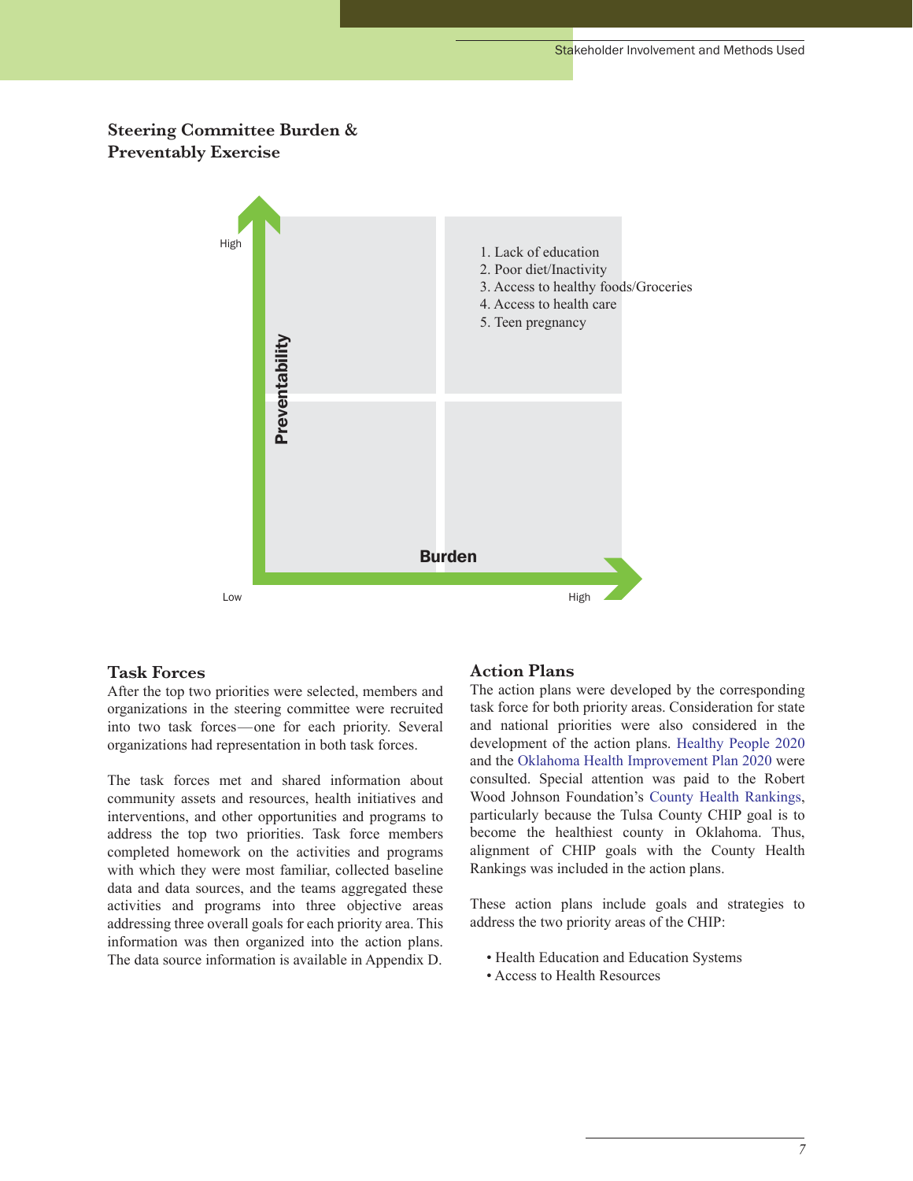### Steering Committee Burden & Preventably Exercise

High

Preventability

1. Lack of education
2. Poor diet/Inactivity
3. Access to healthy foods/Groceries
4. Access to health care
5. Teen pregnancy

Burden

Low

High

### Task Forces

After the top two priorities were selected, members and organizations in the steering committee were recruited into two task forces—one for each priority. Several organizations had representation in both task forces.

The task forces met and shared information about community assets and resources, health initiatives and interventions, and other opportunities and programs to address the top two priorities. Task force members completed homework on the activities and programs with which they were most familiar, collected baseline data and data sources, and the teams aggregated these activities and programs into three objective areas addressing three overall goals for each priority area. This information was then organized into the action plans. The data source information is available in Appendix D.

### Action Plans

The action plans were developed by the corresponding task force for both priority areas. Consideration for state and national priorities were also considered in the development of the action plans. Healthy People 2020 and the Oklahoma Health Improvement Plan 2020 were consulted. Special attention was paid to the Robert Wood Johnson Foundation's County Health Rankings, particularly because the Tulsa County CHIP goal is to become the healthiest county in Oklahoma. Thus, alignment of CHIP goals with the County Health Rankings was included in the action plans.

These action plans include goals and strategies to address the two priority areas of the CHIP:

- Health Education and Education Systems
- Access to Health Resources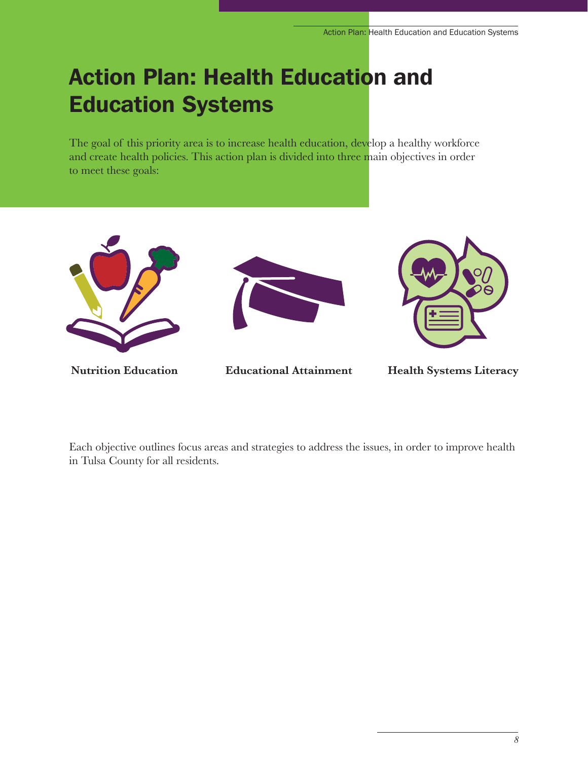# Action Plan: Health Education and Education Systems

The goal of this priority area is to increase health education, develop a healthy workforce and create health policies. This action plan is divided into three main objectives in order to meet these goals:

**Nutrition Education**

**Educational Attainment**

**Health Systems Literacy**

Each objective outlines focus areas and strategies to address the issues, in order to improve health in Tulsa County for all residents.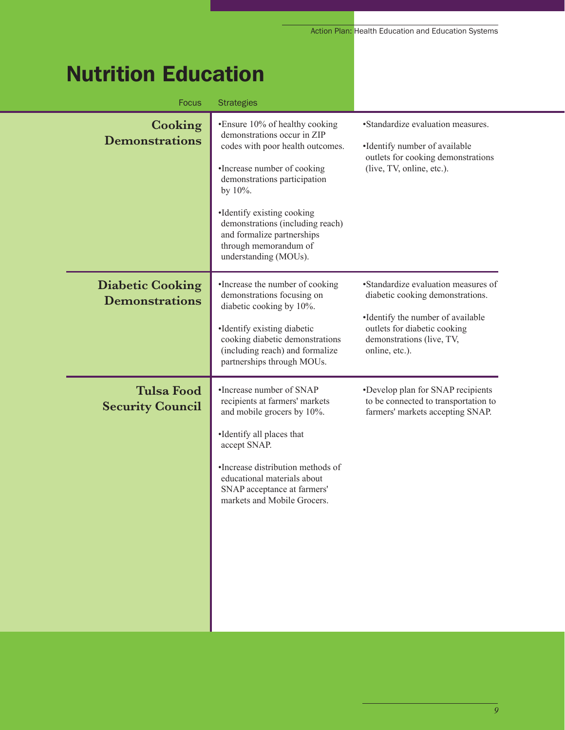# Nutrition Education

| Focus | Strategies | |
|---|---|---|
| **Cooking Demonstrations** | •Ensure 10% of healthy cooking demonstrations occur in ZIP codes with poor health outcomes.<br><br>•Increase number of cooking demonstrations participation by 10%.<br><br>•Identify existing cooking demonstrations (including reach) and formalize partnerships through memorandum of understanding (MOUs). | •Standardize evaluation measures.<br><br>•Identify number of available outlets for cooking demonstrations (live, TV, online, etc.). |
| **Diabetic Cooking Demonstrations** | •Increase the number of cooking demonstrations focusing on diabetic cooking by 10%.<br><br>•Identify existing diabetic cooking diabetic demonstrations (including reach) and formalize partnerships through MOUs. | •Standardize evaluation measures of diabetic cooking demonstrations.<br><br>•Identify the number of available outlets for diabetic cooking demonstrations (live, TV, online, etc.). |
| **Tulsa Food Security Council** | •Increase number of SNAP recipients at farmers' markets and mobile grocers by 10%.<br><br>•Identify all places that accept SNAP.<br><br>•Increase distribution methods of educational materials about SNAP acceptance at farmers' markets and Mobile Grocers. | •Develop plan for SNAP recipients to be connected to transportation to farmers' markets accepting SNAP. |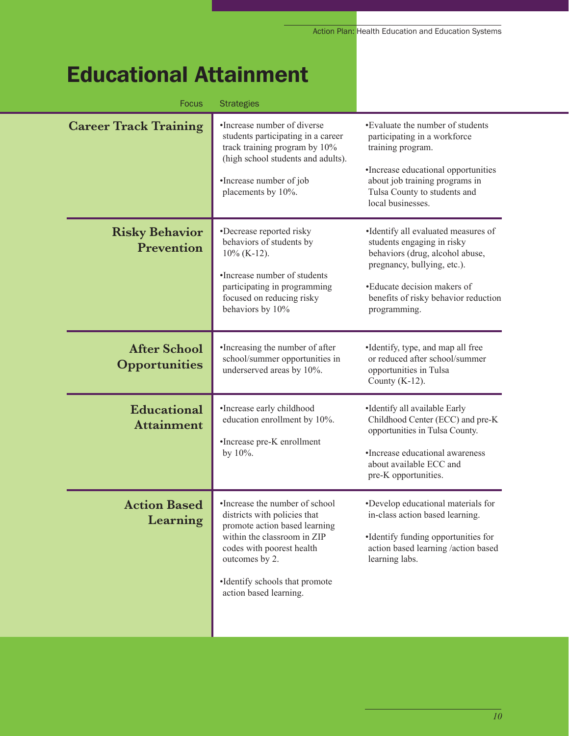# Educational Attainment

| Focus | Strategies | |
|---|---|---|
| **Career Track Training** | •Increase number of diverse students participating in a career track training program by 10% (high school students and adults).<br><br>•Increase number of job placements by 10%. | •Evaluate the number of students participating in a workforce training program.<br><br>•Increase educational opportunities about job training programs in Tulsa County to students and local businesses. |
| **Risky Behavior Prevention** | •Decrease reported risky behaviors of students by 10% (K-12).<br><br>•Increase number of students participating in programming focused on reducing risky behaviors by 10% | •Identify all evaluated measures of students engaging in risky behaviors (drug, alcohol abuse, pregnancy, bullying, etc.).<br><br>•Educate decision makers of benefits of risky behavior reduction programming. |
| **After School Opportunities** | •Increasing the number of after school/summer opportunities in underserved areas by 10%. | •Identify, type, and map all free or reduced after school/summer opportunities in Tulsa County (K-12). |
| **Educational Attainment** | •Increase early childhood education enrollment by 10%.<br><br>•Increase pre-K enrollment by 10%. | •Identify all available Early Childhood Center (ECC) and pre-K opportunities in Tulsa County.<br><br>•Increase educational awareness about available ECC and pre-K opportunities. |
| **Action Based Learning** | •Increase the number of school districts with policies that promote action based learning within the classroom in ZIP codes with poorest health outcomes by 2.<br><br>•Identify schools that promote action based learning. | •Develop educational materials for in-class action based learning.<br><br>•Identify funding opportunities for action based learning /action based learning labs. |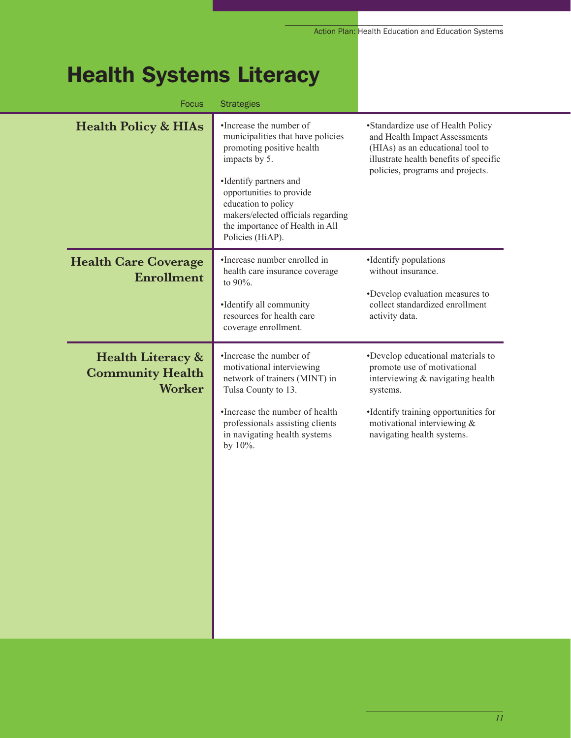# Health Systems Literacy

| Focus | Strategies | |
|---|---|---|
| **Health Policy & HIAs** | •Increase the number of municipalities that have policies promoting positive health impacts by 5.<br><br>•Identify partners and opportunities to provide education to policy makers/elected officials regarding the importance of Health in All Policies (HiAP). | •Standardize use of Health Policy and Health Impact Assessments (HIAs) as an educational tool to illustrate health benefits of specific policies, programs and projects. |
| **Health Care Coverage Enrollment** | •Increase number enrolled in health care insurance coverage to 90%.<br><br>•Identify all community resources for health care coverage enrollment. | •Identify populations without insurance.<br><br>•Develop evaluation measures to collect standardized enrollment activity data. |
| **Health Literacy & Community Health Worker** | •Increase the number of motivational interviewing network of trainers (MINT) in Tulsa County to 13.<br><br>•Increase the number of health professionals assisting clients in navigating health systems by 10%. | •Develop educational materials to promote use of motivational interviewing & navigating health systems.<br><br>•Identify training opportunities for motivational interviewing & navigating health systems. |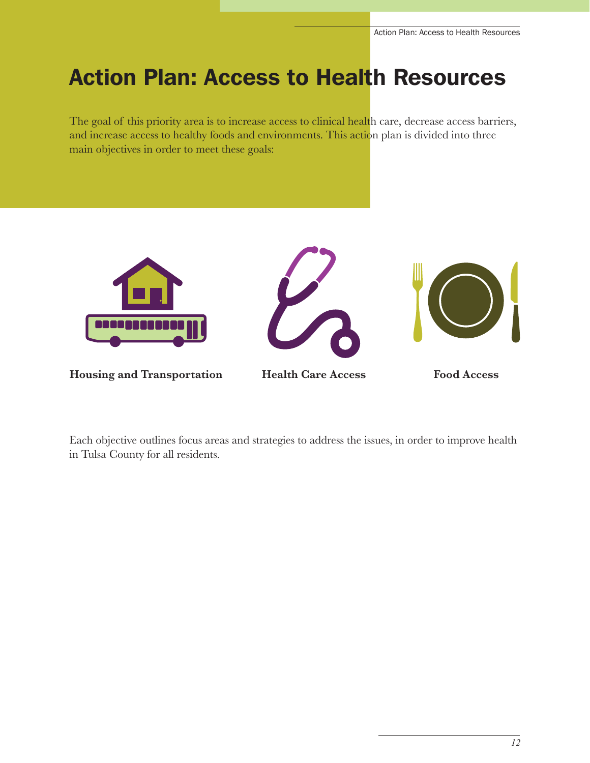# Action Plan: Access to Health Resources

The goal of this priority area is to increase access to clinical health care, decrease access barriers, and increase access to healthy foods and environments. This action plan is divided into three main objectives in order to meet these goals:

**Housing and Transportation**

**Health Care Access**

**Food Access**

Each objective outlines focus areas and strategies to address the issues, in order to improve health in Tulsa County for all residents.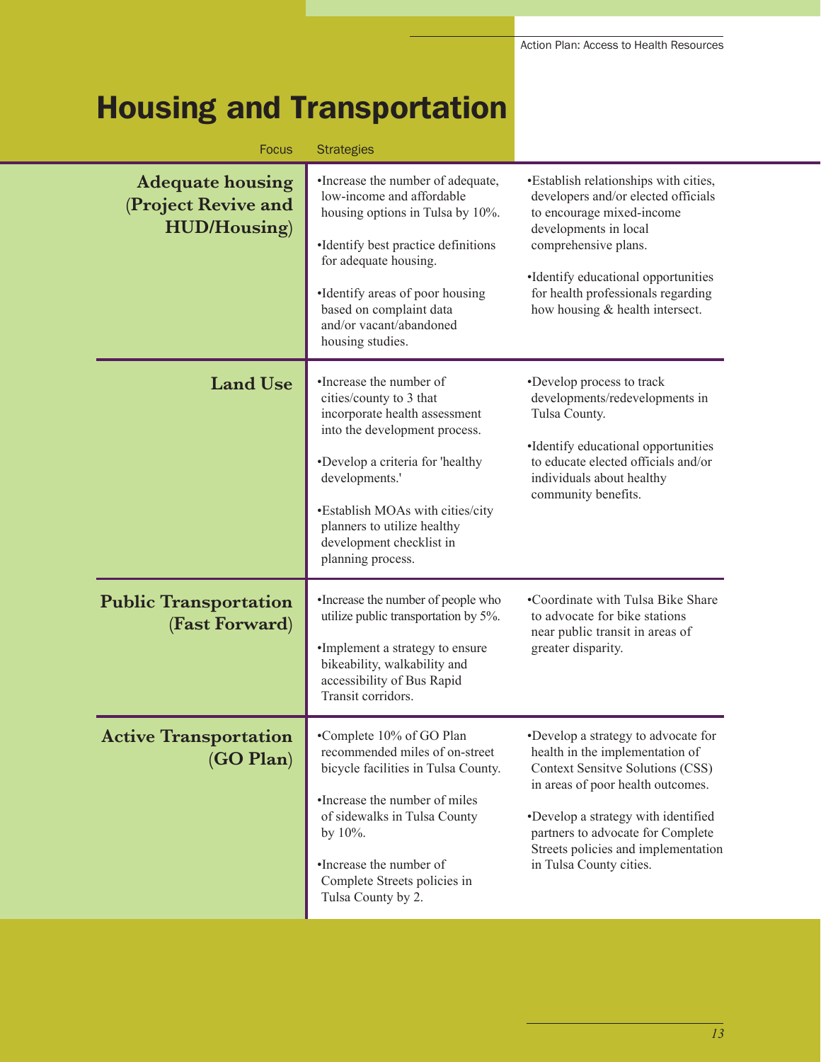# Housing and Transportation

| Focus | Strategies | |
|---|---|---|
| **Adequate housing (Project Revive and HUD/Housing)** | •Increase the number of adequate, low-income and affordable housing options in Tulsa by 10%.<br><br>•Identify best practice definitions for adequate housing.<br><br>•Identify areas of poor housing based on complaint data and/or vacant/abandoned housing studies. | •Establish relationships with cities, developers and/or elected officials to encourage mixed-income developments in local comprehensive plans.<br><br>•Identify educational opportunities for health professionals regarding how housing & health intersect. |
| **Land Use** | •Increase the number of cities/county to 3 that incorporate health assessment into the development process.<br><br>•Develop a criteria for 'healthy developments.'<br><br>•Establish MOAs with cities/city planners to utilize healthy development checklist in planning process. | •Develop process to track developments/redevelopments in Tulsa County.<br><br>•Identify educational opportunities to educate elected officials and/or individuals about healthy community benefits. |
| **Public Transportation (Fast Forward)** | •Increase the number of people who utilize public transportation by 5%.<br><br>•Implement a strategy to ensure bikeability, walkability and accessibility of Bus Rapid Transit corridors. | •Coordinate with Tulsa Bike Share to advocate for bike stations near public transit in areas of greater disparity. |
| **Active Transportation (GO Plan)** | •Complete 10% of GO Plan recommended miles of on-street bicycle facilities in Tulsa County.<br><br>•Increase the number of miles of sidewalks in Tulsa County by 10%.<br><br>•Increase the number of Complete Streets policies in Tulsa County by 2. | •Develop a strategy to advocate for health in the implementation of Context Sensitve Solutions (CSS) in areas of poor health outcomes.<br><br>•Develop a strategy with identified partners to advocate for Complete Streets policies and implementation in Tulsa County cities. |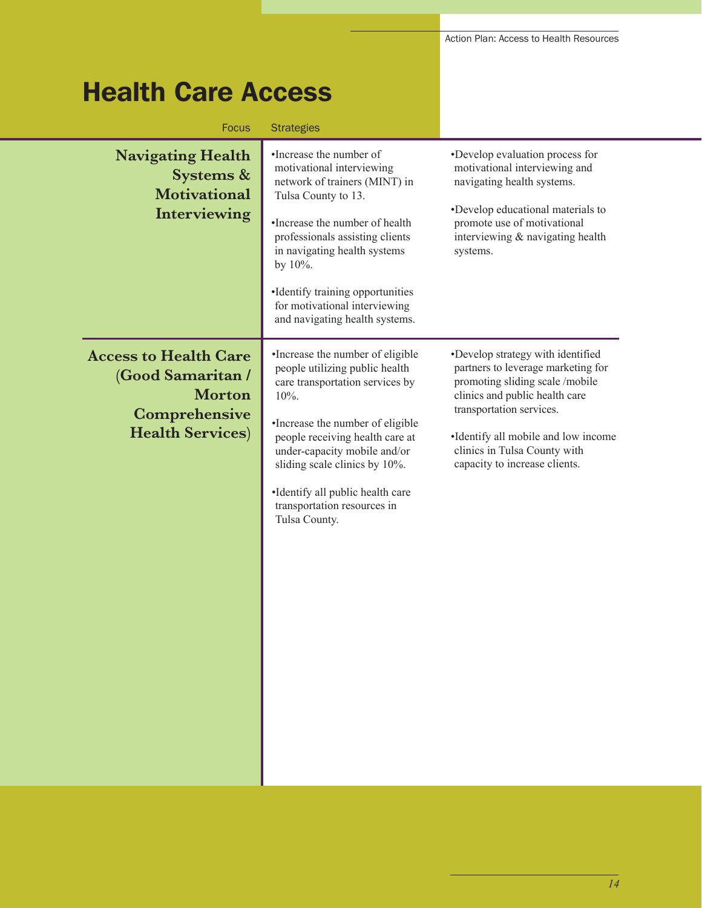# Health Care Access

| Focus | Strategies | |
|---|---|---|
| **Navigating Health Systems & Motivational Interviewing** | •Increase the number of motivational interviewing network of trainers (MINT) in Tulsa County to 13.<br><br>•Increase the number of health professionals assisting clients in navigating health systems by 10%.<br><br>•Identify training opportunities for motivational interviewing and navigating health systems. | •Develop evaluation process for motivational interviewing and navigating health systems.<br><br>•Develop educational materials to promote use of motivational interviewing & navigating health systems. |
| **Access to Health Care (Good Samaritan / Morton Comprehensive Health Services)** | •Increase the number of eligible people utilizing public health care transportation services by 10%.<br><br>•Increase the number of eligible people receiving health care at under-capacity mobile and/or sliding scale clinics by 10%.<br><br>•Identify all public health care transportation resources in Tulsa County. | •Develop strategy with identified partners to leverage marketing for promoting sliding scale /mobile clinics and public health care transportation services.<br><br>•Identify all mobile and low income clinics in Tulsa County with capacity to increase clients. |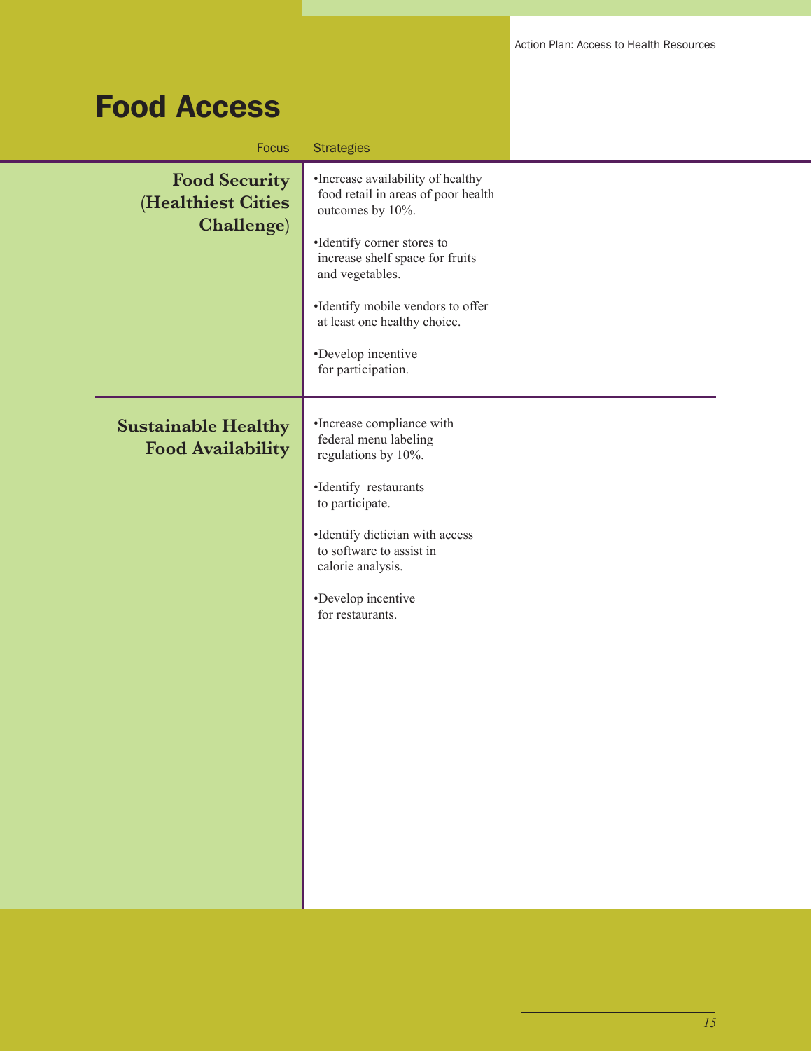# Food Access

| Focus | Strategies |
|---|---|
| **Food Security (Healthiest Cities Challenge)** | •Increase availability of healthy food retail in areas of poor health outcomes by 10%.<br><br>•Identify corner stores to increase shelf space for fruits and vegetables.<br><br>•Identify mobile vendors to offer at least one healthy choice.<br><br>•Develop incentive for participation. |
| **Sustainable Healthy Food Availability** | •Increase compliance with federal menu labeling regulations by 10%.<br><br>•Identify restaurants to participate.<br><br>•Identify dietician with access to software to assist in calorie analysis.<br><br>•Develop incentive for restaurants. |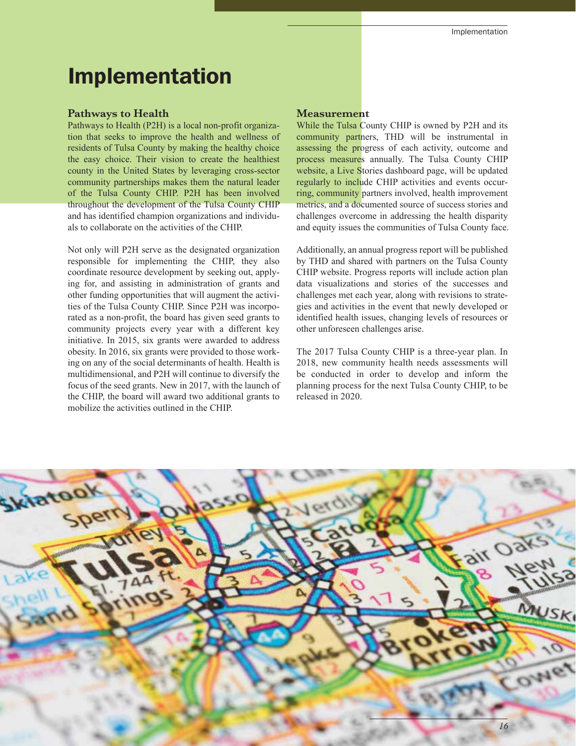# Implementation

## Pathways to Health

Pathways to Health (P2H) is a local non-profit organization that seeks to improve the health and wellness of residents of Tulsa County by making the healthy choice the easy choice. Their vision to create the healthiest county in the United States by leveraging cross-sector community partnerships makes them the natural leader of the Tulsa County CHIP. P2H has been involved throughout the development of the Tulsa County CHIP and has identified champion organizations and individuals to collaborate on the activities of the CHIP.

Not only will P2H serve as the designated organization responsible for implementing the CHIP, they also coordinate resource development by seeking out, applying for, and assisting in administration of grants and other funding opportunities that will augment the activities of the Tulsa County CHIP. Since P2H was incorporated as a non-profit, the board has given seed grants to community projects every year with a different key initiative. In 2015, six grants were awarded to address obesity. In 2016, six grants were provided to those working on any of the social determinants of health. Health is multidimensional, and P2H will continue to diversify the focus of the seed grants. New in 2017, with the launch of the CHIP, the board will award two additional grants to mobilize the activities outlined in the CHIP.

## Measurement

While the Tulsa County CHIP is owned by P2H and its community partners, THD will be instrumental in assessing the progress of each activity, outcome and process measures annually. The Tulsa County CHIP website, a Live Stories dashboard page, will be updated regularly to include CHIP activities and events occurring, community partners involved, health improvement metrics, and a documented source of success stories and challenges overcome in addressing the health disparity and equity issues the communities of Tulsa County face.

Additionally, an annual progress report will be published by THD and shared with partners on the Tulsa County CHIP website. Progress reports will include action plan data visualizations and stories of the successes and challenges met each year, along with revisions to strategies and activities in the event that newly developed or identified health issues, changing levels of resources or other unforeseen challenges arise.

The 2017 Tulsa County CHIP is a three-year plan. In 2018, new community health needs assessments will be conducted in order to develop and inform the planning process for the next Tulsa County CHIP, to be released in 2020.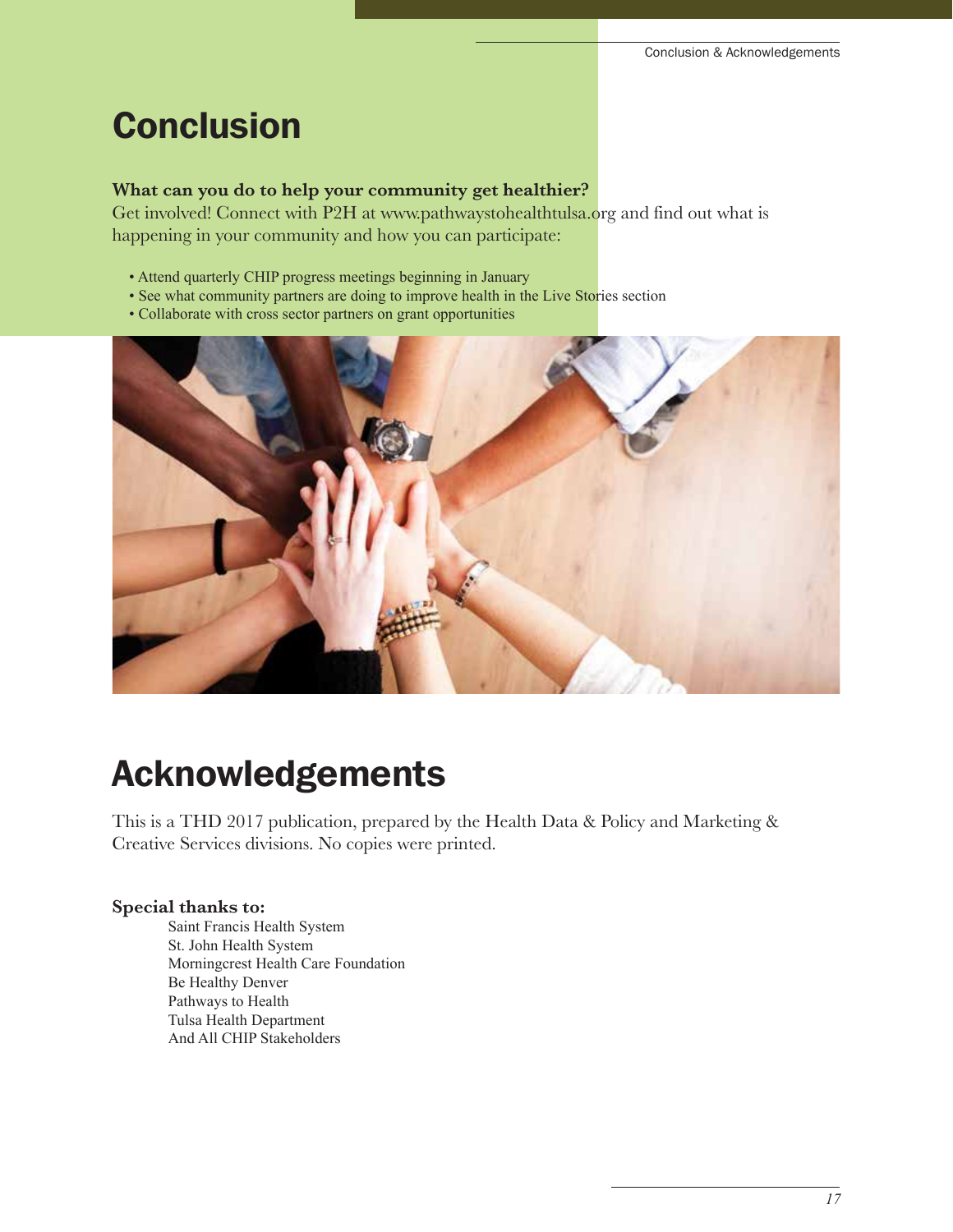# Conclusion

**What can you do to help your community get healthier?**
Get involved! Connect with P2H at www.pathwaystohealthtulsa.org and find out what is happening in your community and how you can participate:

- Attend quarterly CHIP progress meetings beginning in January
- See what community partners are doing to improve health in the Live Stories section
- Collaborate with cross sector partners on grant opportunities

# Acknowledgements

This is a THD 2017 publication, prepared by the Health Data & Policy and Marketing & Creative Services divisions. No copies were printed.

**Special thanks to:**

Saint Francis Health System
St. John Health System
Morningcrest Health Care Foundation
Be Healthy Denver
Pathways to Health
Tulsa Health Department
And All CHIP Stakeholders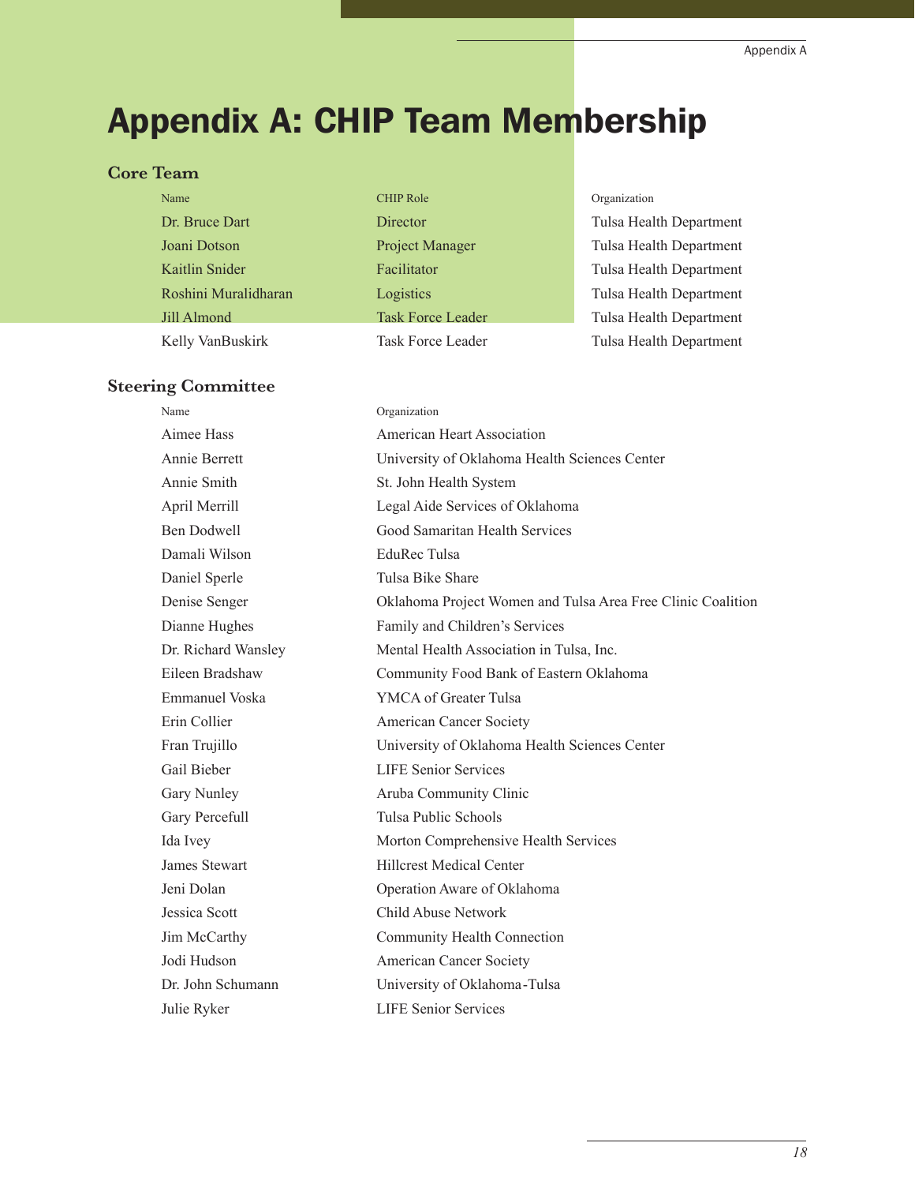# Appendix A: CHIP Team Membership

## Core Team

| Name | CHIP Role | Organization |
|---|---|---|
| Dr. Bruce Dart | Director | Tulsa Health Department |
| Joani Dotson | Project Manager | Tulsa Health Department |
| Kaitlin Snider | Facilitator | Tulsa Health Department |
| Roshini Muralidharan | Logistics | Tulsa Health Department |
| Jill Almond | Task Force Leader | Tulsa Health Department |
| Kelly VanBuskirk | Task Force Leader | Tulsa Health Department |

## Steering Committee

| Name | Organization |
|---|---|
| Aimee Hass | American Heart Association |
| Annie Berrett | University of Oklahoma Health Sciences Center |
| Annie Smith | St. John Health System |
| April Merrill | Legal Aide Services of Oklahoma |
| Ben Dodwell | Good Samaritan Health Services |
| Damali Wilson | EduRec Tulsa |
| Daniel Sperle | Tulsa Bike Share |
| Denise Senger | Oklahoma Project Women and Tulsa Area Free Clinic Coalition |
| Dianne Hughes | Family and Children's Services |
| Dr. Richard Wansley | Mental Health Association in Tulsa, Inc. |
| Eileen Bradshaw | Community Food Bank of Eastern Oklahoma |
| Emmanuel Voska | YMCA of Greater Tulsa |
| Erin Collier | American Cancer Society |
| Fran Trujillo | University of Oklahoma Health Sciences Center |
| Gail Bieber | LIFE Senior Services |
| Gary Nunley | Aruba Community Clinic |
| Gary Percefull | Tulsa Public Schools |
| Ida Ivey | Morton Comprehensive Health Services |
| James Stewart | Hillcrest Medical Center |
| Jeni Dolan | Operation Aware of Oklahoma |
| Jessica Scott | Child Abuse Network |
| Jim McCarthy | Community Health Connection |
| Jodi Hudson | American Cancer Society |
| Dr. John Schumann | University of Oklahoma-Tulsa |
| Julie Ryker | LIFE Senior Services |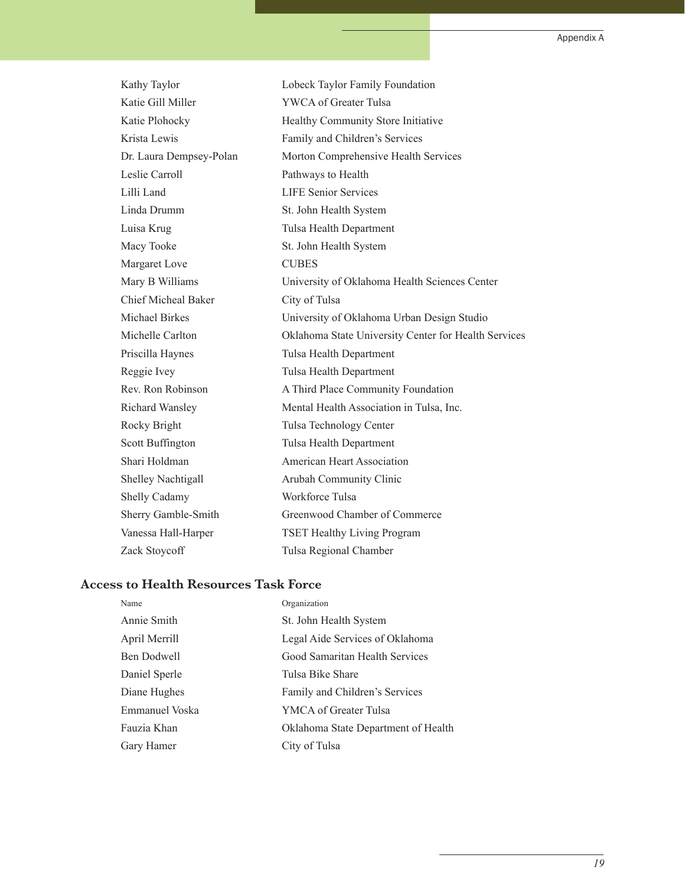| | |
|---|---|
| Kathy Taylor | Lobeck Taylor Family Foundation |
| Katie Gill Miller | YWCA of Greater Tulsa |
| Katie Plohocky | Healthy Community Store Initiative |
| Krista Lewis | Family and Children's Services |
| Dr. Laura Dempsey-Polan | Morton Comprehensive Health Services |
| Leslie Carroll | Pathways to Health |
| Lilli Land | LIFE Senior Services |
| Linda Drumm | St. John Health System |
| Luisa Krug | Tulsa Health Department |
| Macy Tooke | St. John Health System |
| Margaret Love | CUBES |
| Mary B Williams | University of Oklahoma Health Sciences Center |
| Chief Micheal Baker | City of Tulsa |
| Michael Birkes | University of Oklahoma Urban Design Studio |
| Michelle Carlton | Oklahoma State University Center for Health Services |
| Priscilla Haynes | Tulsa Health Department |
| Reggie Ivey | Tulsa Health Department |
| Rev. Ron Robinson | A Third Place Community Foundation |
| Richard Wansley | Mental Health Association in Tulsa, Inc. |
| Rocky Bright | Tulsa Technology Center |
| Scott Buffington | Tulsa Health Department |
| Shari Holdman | American Heart Association |
| Shelley Nachtigall | Arubah Community Clinic |
| Shelly Cadamy | Workforce Tulsa |
| Sherry Gamble-Smith | Greenwood Chamber of Commerce |
| Vanessa Hall-Harper | TSET Healthy Living Program |
| Zack Stoycoff | Tulsa Regional Chamber |

### Access to Health Resources Task Force

| Name | Organization |
|---|---|
| Annie Smith | St. John Health System |
| April Merrill | Legal Aide Services of Oklahoma |
| Ben Dodwell | Good Samaritan Health Services |
| Daniel Sperle | Tulsa Bike Share |
| Diane Hughes | Family and Children's Services |
| Emmanuel Voska | YMCA of Greater Tulsa |
| Fauzia Khan | Oklahoma State Department of Health |
| Gary Hamer | City of Tulsa |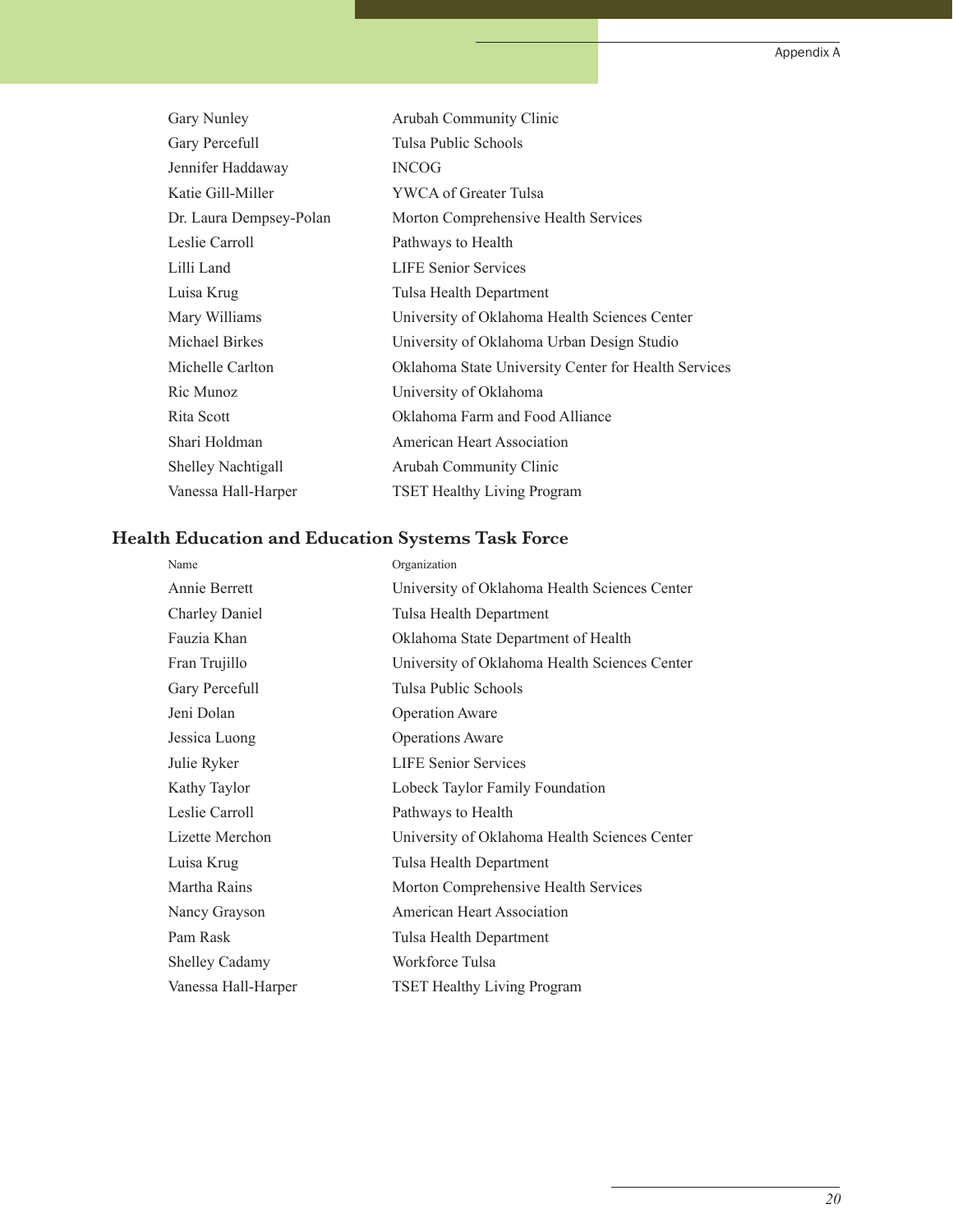| | |
|---|---|
| Gary Nunley | Arubah Community Clinic |
| Gary Percefull | Tulsa Public Schools |
| Jennifer Haddaway | INCOG |
| Katie Gill-Miller | YWCA of Greater Tulsa |
| Dr. Laura Dempsey-Polan | Morton Comprehensive Health Services |
| Leslie Carroll | Pathways to Health |
| Lilli Land | LIFE Senior Services |
| Luisa Krug | Tulsa Health Department |
| Mary Williams | University of Oklahoma Health Sciences Center |
| Michael Birkes | University of Oklahoma Urban Design Studio |
| Michelle Carlton | Oklahoma State University Center for Health Services |
| Ric Munoz | University of Oklahoma |
| Rita Scott | Oklahoma Farm and Food Alliance |
| Shari Holdman | American Heart Association |
| Shelley Nachtigall | Arubah Community Clinic |
| Vanessa Hall-Harper | TSET Healthy Living Program |

## Health Education and Education Systems Task Force

| Name | Organization |
|---|---|
| Annie Berrett | University of Oklahoma Health Sciences Center |
| Charley Daniel | Tulsa Health Department |
| Fauzia Khan | Oklahoma State Department of Health |
| Fran Trujillo | University of Oklahoma Health Sciences Center |
| Gary Percefull | Tulsa Public Schools |
| Jeni Dolan | Operation Aware |
| Jessica Luong | Operations Aware |
| Julie Ryker | LIFE Senior Services |
| Kathy Taylor | Lobeck Taylor Family Foundation |
| Leslie Carroll | Pathways to Health |
| Lizette Merchon | University of Oklahoma Health Sciences Center |
| Luisa Krug | Tulsa Health Department |
| Martha Rains | Morton Comprehensive Health Services |
| Nancy Grayson | American Heart Association |
| Pam Rask | Tulsa Health Department |
| Shelley Cadamy | Workforce Tulsa |
| Vanessa Hall-Harper | TSET Healthy Living Program |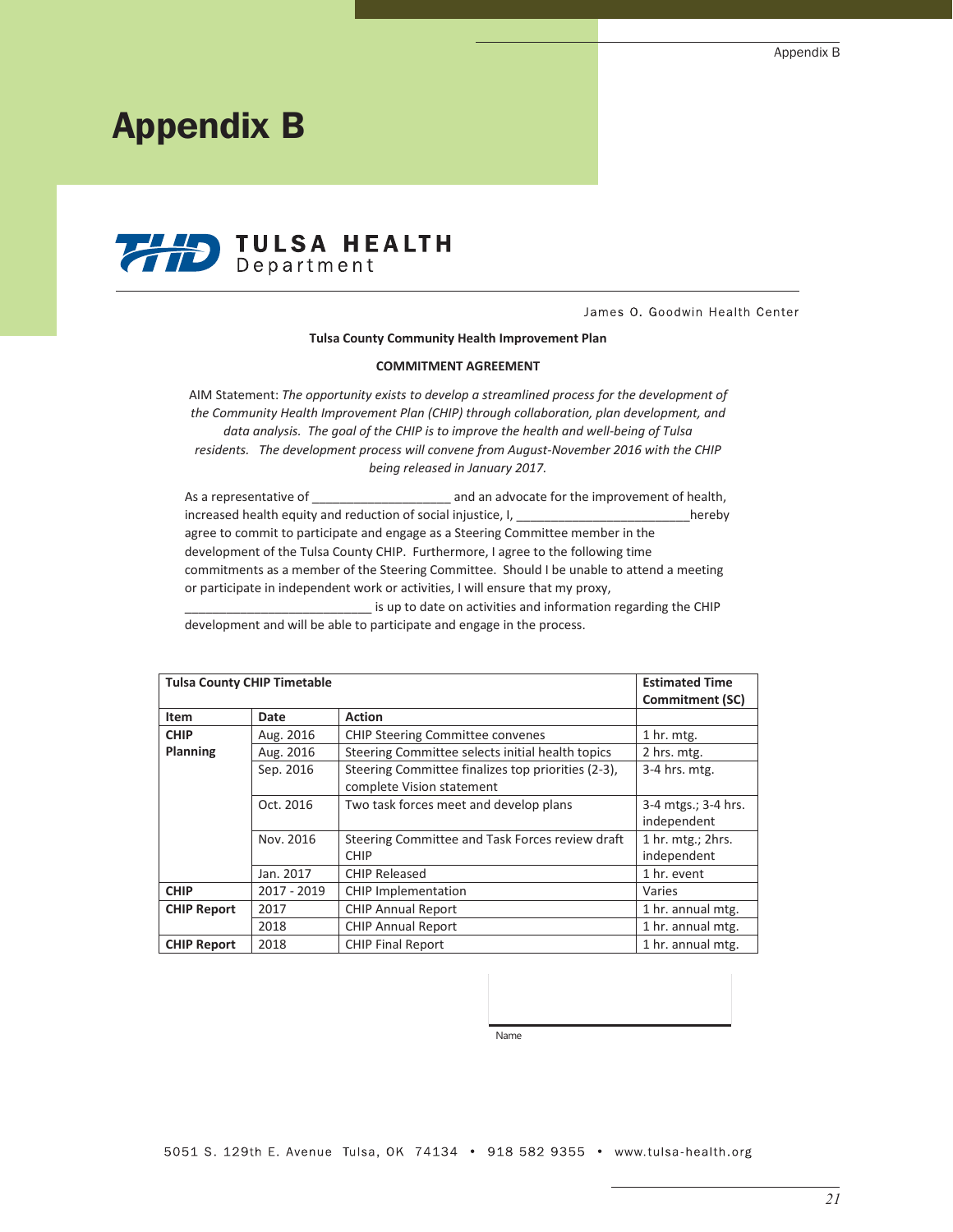# Appendix B

**TULSA HEALTH** Department

James O. Goodwin Health Center

**Tulsa County Community Health Improvement Plan**

**COMMITMENT AGREEMENT**

AIM Statement: *The opportunity exists to develop a streamlined process for the development of the Community Health Improvement Plan (CHIP) through collaboration, plan development, and data analysis. The goal of the CHIP is to improve the health and well-being of Tulsa residents. The development process will convene from August-November 2016 with the CHIP being released in January 2017.*

As a representative of ____________________ and an advocate for the improvement of health, increased health equity and reduction of social injustice, I, _________________________hereby agree to commit to participate and engage as a Steering Committee member in the development of the Tulsa County CHIP. Furthermore, I agree to the following time commitments as a member of the Steering Committee. Should I be unable to attend a meeting or participate in independent work or activities, I will ensure that my proxy, ___________________________ is up to date on activities and information regarding the CHIP development and will be able to participate and engage in the process.

| **Tulsa County CHIP Timetable** | | | **Estimated Time Commitment (SC)** |
|---|---|---|---|
| **Item** | **Date** | **Action** | |
| **CHIP Planning** | Aug. 2016 | CHIP Steering Committee convenes | 1 hr. mtg. |
| | Aug. 2016 | Steering Committee selects initial health topics | 2 hrs. mtg. |
| | Sep. 2016 | Steering Committee finalizes top priorities (2-3), complete Vision statement | 3-4 hrs. mtg. |
| | Oct. 2016 | Two task forces meet and develop plans | 3-4 mtgs.; 3-4 hrs. independent |
| | Nov. 2016 | Steering Committee and Task Forces review draft CHIP | 1 hr. mtg.; 2hrs. independent |
| | Jan. 2017 | CHIP Released | 1 hr. event |
| **CHIP** | 2017 - 2019 | CHIP Implementation | Varies |
| **CHIP Report** | 2017 | CHIP Annual Report | 1 hr. annual mtg. |
| | 2018 | CHIP Annual Report | 1 hr. annual mtg. |
| **CHIP Report** | 2018 | CHIP Final Report | 1 hr. annual mtg. |

Name

5051 S. 129th E. Avenue Tulsa, OK 74134 • 918 582 9355 • www.tulsa-health.org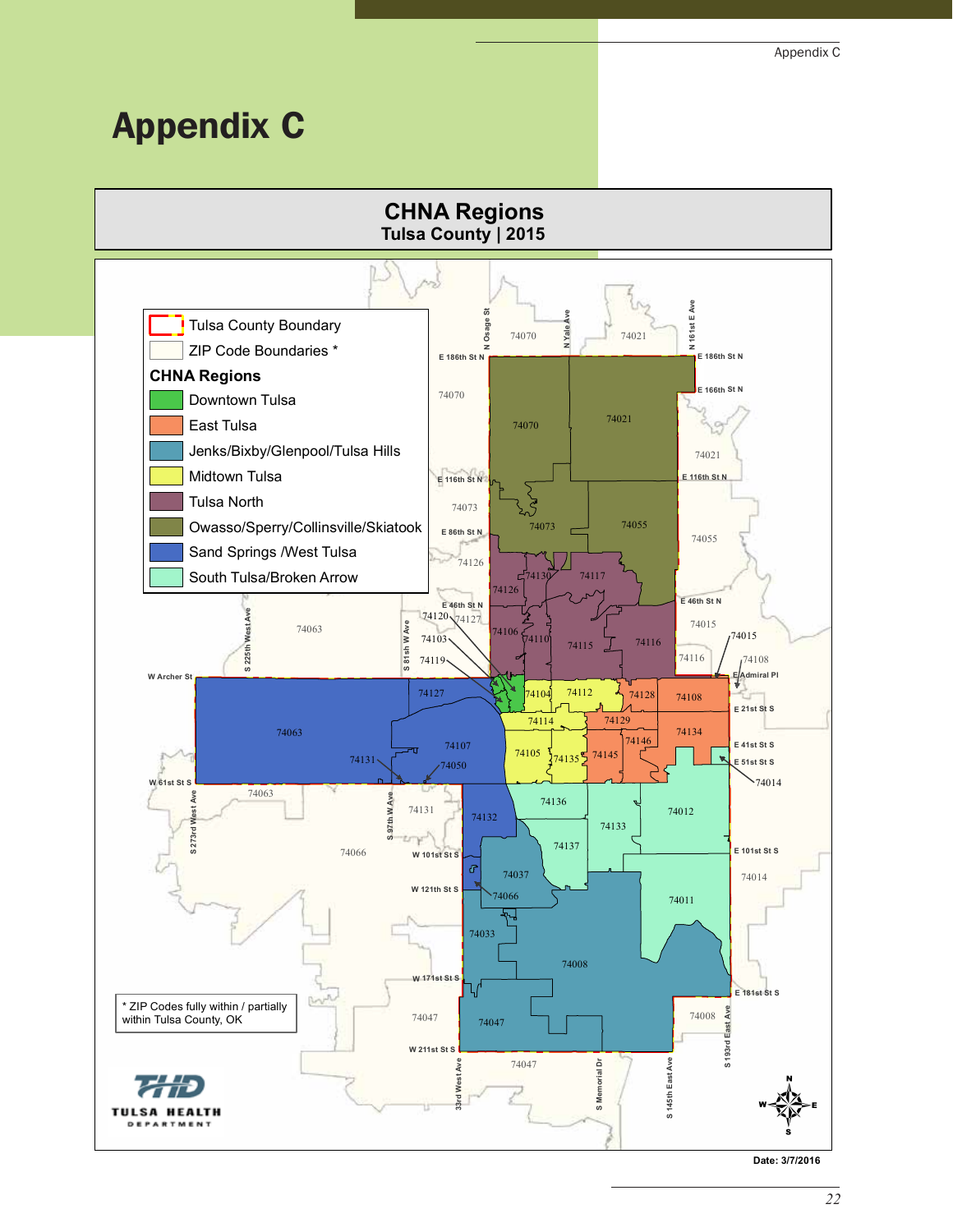# Appendix C

**CHNA Regions**
**Tulsa County | 2015**

- Tulsa County Boundary
- ZIP Code Boundaries *

**CHNA Regions**

- Downtown Tulsa
- East Tulsa
- Jenks/Bixby/Glenpool/Tulsa Hills
- Midtown Tulsa
- Tulsa North
- Owasso/Sperry/Collinsville/Skiatook
- Sand Springs /West Tulsa
- South Tulsa/Broken Arrow

\* ZIP Codes fully within / partially within Tulsa County, OK

Date: 3/7/2016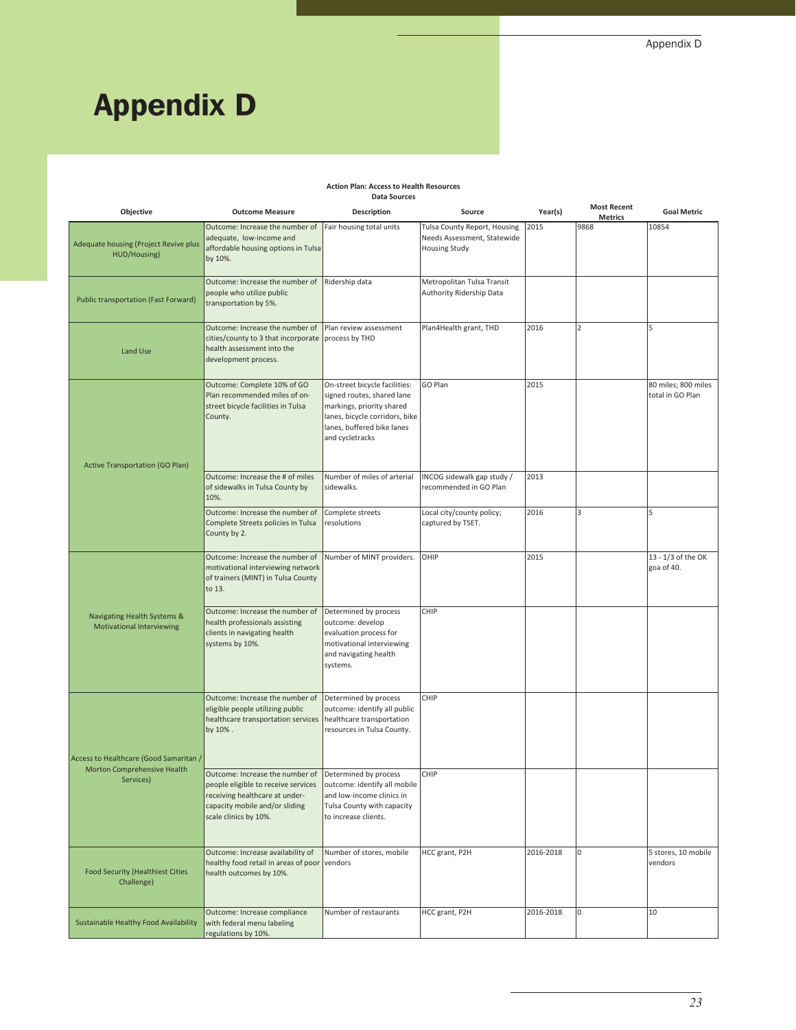# Appendix D

**Action Plan: Access to Health Resources**
**Data Sources**

| Objective | Outcome Measure | Description | Source | Year(s) | Most Recent Metrics | Goal Metric |
|---|---|---|---|---|---|---|
| Adequate housing (Project Revive plus HUD/Housing) | Outcome: Increase the number of adequate, low-income and affordable housing options in Tulsa by 10%. | Fair housing total units | Tulsa County Report, Housing Needs Assessment, Statewide Housing Study | 2015 | 9868 | 10854 |
| Public transportation (Fast Forward) | Outcome: Increase the number of people who utilize public transportation by 5%. | Ridership data | Metropolitan Tulsa Transit Authority Ridership Data | | | |
| Land Use | Outcome: Increase the number of cities/county to 3 that incorporate health assessment into the development process. | Plan review assessment process by THD | Plan4Health grant, THD | 2016 | 2 | 5 |
| Active Transportation (GO Plan) | Outcome: Complete 10% of GO Plan recommended miles of on-street bicycle facilities in Tulsa County. | On-street bicycle facilities: signed routes, shared lane markings, priority shared lanes, bicycle corridors, bike lanes, buffered bike lanes and cycletracks | GO Plan | 2015 | | 80 miles; 800 miles total in GO Plan |
| | Outcome: Increase the # of miles of sidewalks in Tulsa County by 10%. | Number of miles of arterial sidewalks. | INCOG sidewalk gap study / recommended in GO Plan | 2013 | | |
| | Outcome: Increase the number of Complete Streets policies in Tulsa County by 2. | Complete streets resolutions | Local city/county policy; captured by TSET. | 2016 | 3 | 5 |
| Navigating Health Systems & Motivational Interviewing | Outcome: Increase the number of motivational interviewing network of trainers (MINT) in Tulsa County to 13. | Number of MINT providers. | OHIP | 2015 | | 13 - 1/3 of the OK goa of 40. |
| | Outcome: Increase the number of health professionals assisting clients in navigating health systems by 10%. | Determined by process outcome: develop evaluation process for motivational interviewing and navigating health systems. | CHIP | | | |
| Access to Healthcare (Good Samaritan / Morton Comprehensive Health Services) | Outcome: Increase the number of eligible people utilizing public healthcare transportation services by 10% . | Determined by process outcome: identify all public healthcare transportation resources in Tulsa County. | CHIP | | | |
| | Outcome: Increase the number of people eligible to receive services receiving healthcare at under-capacity mobile and/or sliding scale clinics by 10%. | Determined by process outcome: identify all mobile and low-income clinics in Tulsa County with capacity to increase clients. | CHIP | | | |
| Food Security (Healthiest Cities Challenge) | Outcome: Increase availability of healthy food retail in areas of poor health outcomes by 10%. | Number of stores, mobile vendors | HCC grant, P2H | 2016-2018 | 0 | 5 stores, 10 mobile vendors |
| Sustainable Healthy Food Availability | Outcome: Increase compliance with federal menu labeling regulations by 10%. | Number of restaurants | HCC grant, P2H | 2016-2018 | 0 | 10 |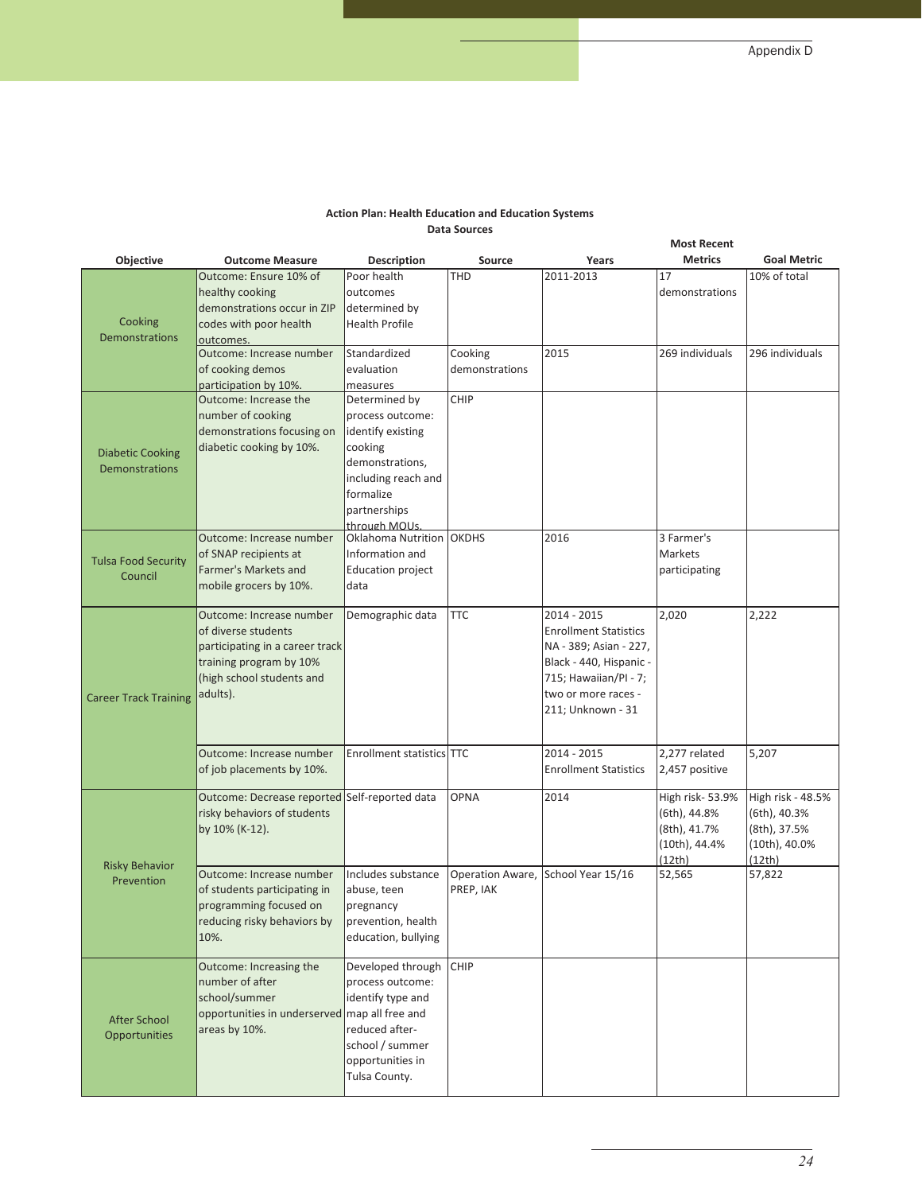**Action Plan: Health Education and Education Systems**
**Data Sources**

| Objective | Outcome Measure | Description | Source | Years | Most Recent Metrics | Goal Metric |
|---|---|---|---|---|---|---|
| Cooking Demonstrations | Outcome: Ensure 10% of healthy cooking demonstrations occur in ZIP codes with poor health outcomes. | Poor health outcomes determined by Health Profile | THD | 2011-2013 | 17 demonstrations | 10% of total |
| | Outcome: Increase number of cooking demos participation by 10%. | Standardized evaluation measures | Cooking demonstrations | 2015 | 269 individuals | 296 individuals |
| Diabetic Cooking Demonstrations | Outcome: Increase the number of cooking demonstrations focusing on diabetic cooking by 10%. | Determined by process outcome: identify existing cooking demonstrations, including reach and formalize partnerships through MOUs. | CHIP | | | |
| Tulsa Food Security Council | Outcome: Increase number of SNAP recipients at Farmer's Markets and mobile grocers by 10%. | Oklahoma Nutrition Information and Education project data | OKDHS | 2016 | 3 Farmer's Markets participating | |
| Career Track Training | Outcome: Increase number of diverse students participating in a career track training program by 10% (high school students and adults). | Demographic data | TTC | 2014 - 2015 Enrollment Statistics NA - 389; Asian - 227, Black - 440, Hispanic - 715; Hawaiian/PI - 7; two or more races - 211; Unknown - 31 | 2,020 | 2,222 |
| | Outcome: Increase number of job placements by 10%. | Enrollment statistics | TTC | 2014 - 2015 Enrollment Statistics | 2,277 related 2,457 positive | 5,207 |
| Risky Behavior Prevention | Outcome: Decrease reported risky behaviors of students by 10% (K-12). | Self-reported data | OPNA | 2014 | High risk- 53.9% (6th), 44.8% (8th), 41.7% (10th), 44.4% (12th) | High risk - 48.5% (6th), 40.3% (8th), 37.5% (10th), 40.0% (12th) |
| | Outcome: Increase number of students participating in programming focused on reducing risky behaviors by 10%. | Includes substance abuse, teen pregnancy prevention, health education, bullying | Operation Aware, PREP, IAK | School Year 15/16 | 52,565 | 57,822 |
| After School Opportunities | Outcome: Increasing the number of after school/summer opportunities in underserved areas by 10%. | Developed through process outcome: identify type and map all free and reduced after-school / summer opportunities in Tulsa County. | CHIP | | | |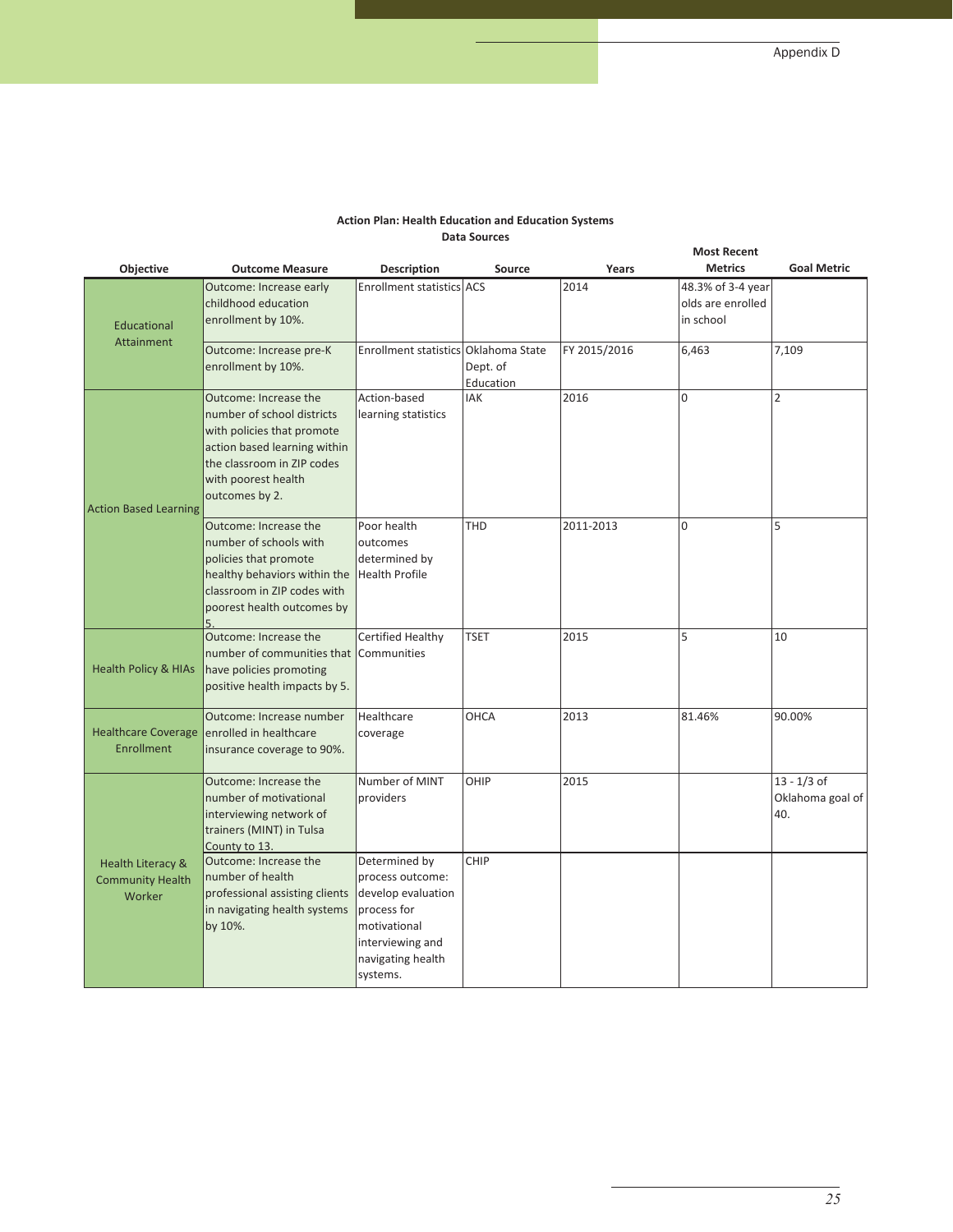**Action Plan: Health Education and Education Systems**
**Data Sources**

| Objective | Outcome Measure | Description | Source | Years | Most Recent Metrics | Goal Metric |
|---|---|---|---|---|---|---|
| Educational Attainment | Outcome: Increase early childhood education enrollment by 10%. | Enrollment statistics | ACS | 2014 | 48.3% of 3-4 year olds are enrolled in school | |
| | Outcome: Increase pre-K enrollment by 10%. | Enrollment statistics | Oklahoma State Dept. of Education | FY 2015/2016 | 6,463 | 7,109 |
| Action Based Learning | Outcome: Increase the number of school districts with policies that promote action based learning within the classroom in ZIP codes with poorest health outcomes by 2. | Action-based learning statistics | IAK | 2016 | 0 | 2 |
| | Outcome: Increase the number of schools with policies that promote healthy behaviors within the classroom in ZIP codes with poorest health outcomes by 5. | Poor health outcomes determined by Health Profile | THD | 2011-2013 | 0 | 5 |
| Health Policy & HIAs | Outcome: Increase the number of communities that have policies promoting positive health impacts by 5. | Certified Healthy Communities | TSET | 2015 | 5 | 10 |
| Healthcare Coverage Enrollment | Outcome: Increase number enrolled in healthcare insurance coverage to 90%. | Healthcare coverage | OHCA | 2013 | 81.46% | 90.00% |
| Health Literacy & Community Health Worker | Outcome: Increase the number of motivational interviewing network of trainers (MINT) in Tulsa County to 13. | Number of MINT providers | OHIP | 2015 | | 13 - 1/3 of Oklahoma goal of 40. |
| | Outcome: Increase the number of health professional assisting clients in navigating health systems by 10%. | Determined by process outcome: develop evaluation process for motivational interviewing and navigating health systems. | CHIP | | | |